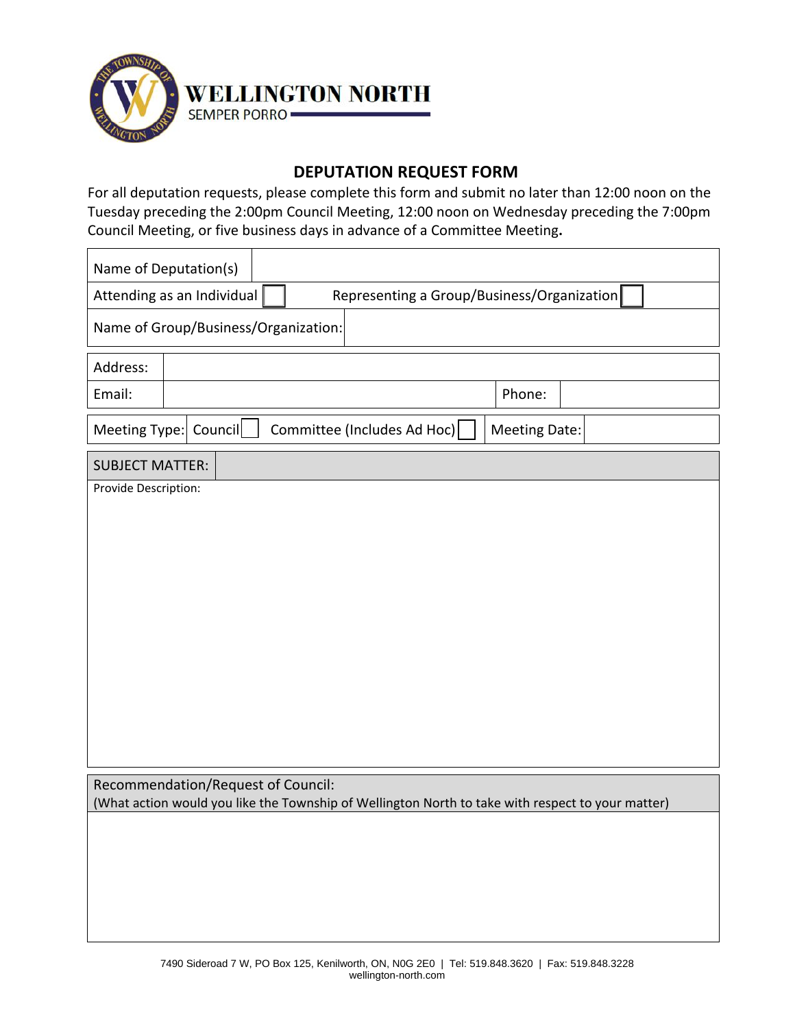WELLINGTON NORTH

SEMPER PORRO

# DEPUTATION REQUEST FORM

For all deputation requests, please complete this form and submit no later than 12:00 noon on the Tuesday preceding the 2:00pm Council Meeting, 12:00 noon on Wednesday preceding the 7:00pm Council Meeting, or five business days in advance of a Committee Meeting**.**

| Name of Deputation(s) | |
|---|---|
| Attending as an Individual ☐ | Representing a Group/Business/Organization ☐ |
| Name of Group/Business/Organization: | |

| Address: | | | |
|---|---|---|---|
| Email: | | Phone: | |

| Meeting Type: | Council ☐ | Committee (Includes Ad Hoc) ☐ | Meeting Date: | |
|---|---|---|---|---|

| SUBJECT MATTER: | |
|---|---|

Provide Description:

Recommendation/Request of Council:
(What action would you like the Township of Wellington North to take with respect to your matter)

7490 Sideroad 7 W, PO Box 125, Kenilworth, ON, N0G 2E0 | Tel: 519.848.3620 | Fax: 519.848.3228
wellington-north.com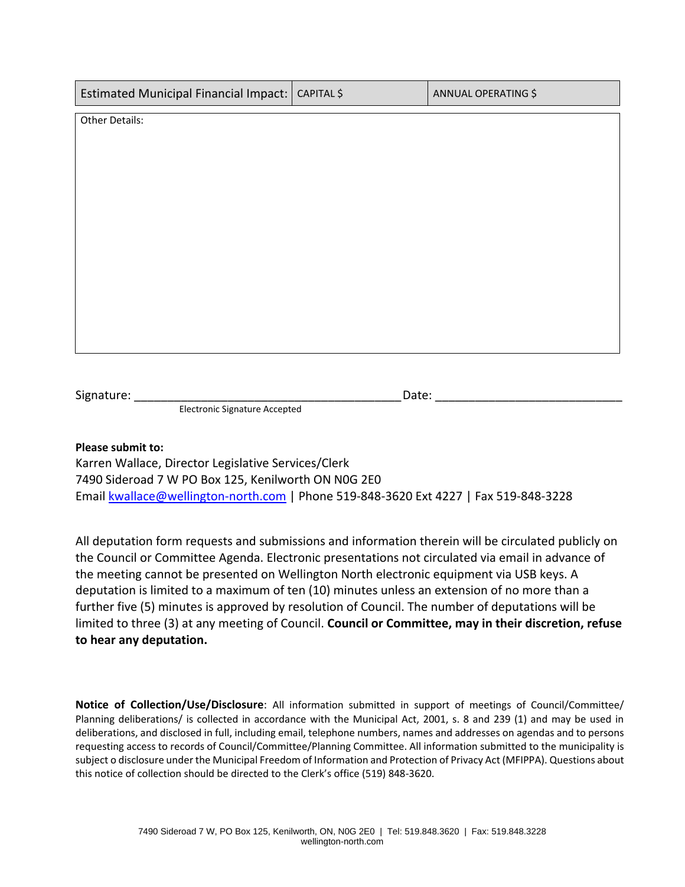| Estimated Municipal Financial Impact: | CAPITAL $ | ANNUAL OPERATING $ |
| --- | --- | --- |

Other Details:

Signature: ________________________________________ Date: ___________________________

Electronic Signature Accepted

**Please submit to:**
Karren Wallace, Director Legislative Services/Clerk
7490 Sideroad 7 W PO Box 125, Kenilworth ON N0G 2E0
Email kwallace@wellington-north.com | Phone 519-848-3620 Ext 4227 | Fax 519-848-3228

All deputation form requests and submissions and information therein will be circulated publicly on the Council or Committee Agenda. Electronic presentations not circulated via email in advance of the meeting cannot be presented on Wellington North electronic equipment via USB keys. A deputation is limited to a maximum of ten (10) minutes unless an extension of no more than a further five (5) minutes is approved by resolution of Council. The number of deputations will be limited to three (3) at any meeting of Council. **Council or Committee, may in their discretion, refuse to hear any deputation.**

**Notice of Collection/Use/Disclosure**: All information submitted in support of meetings of Council/Committee/ Planning deliberations/ is collected in accordance with the Municipal Act, 2001, s. 8 and 239 (1) and may be used in deliberations, and disclosed in full, including email, telephone numbers, names and addresses on agendas and to persons requesting access to records of Council/Committee/Planning Committee. All information submitted to the municipality is subject o disclosure under the Municipal Freedom of Information and Protection of Privacy Act (MFIPPA). Questions about this notice of collection should be directed to the Clerk's office (519) 848-3620.